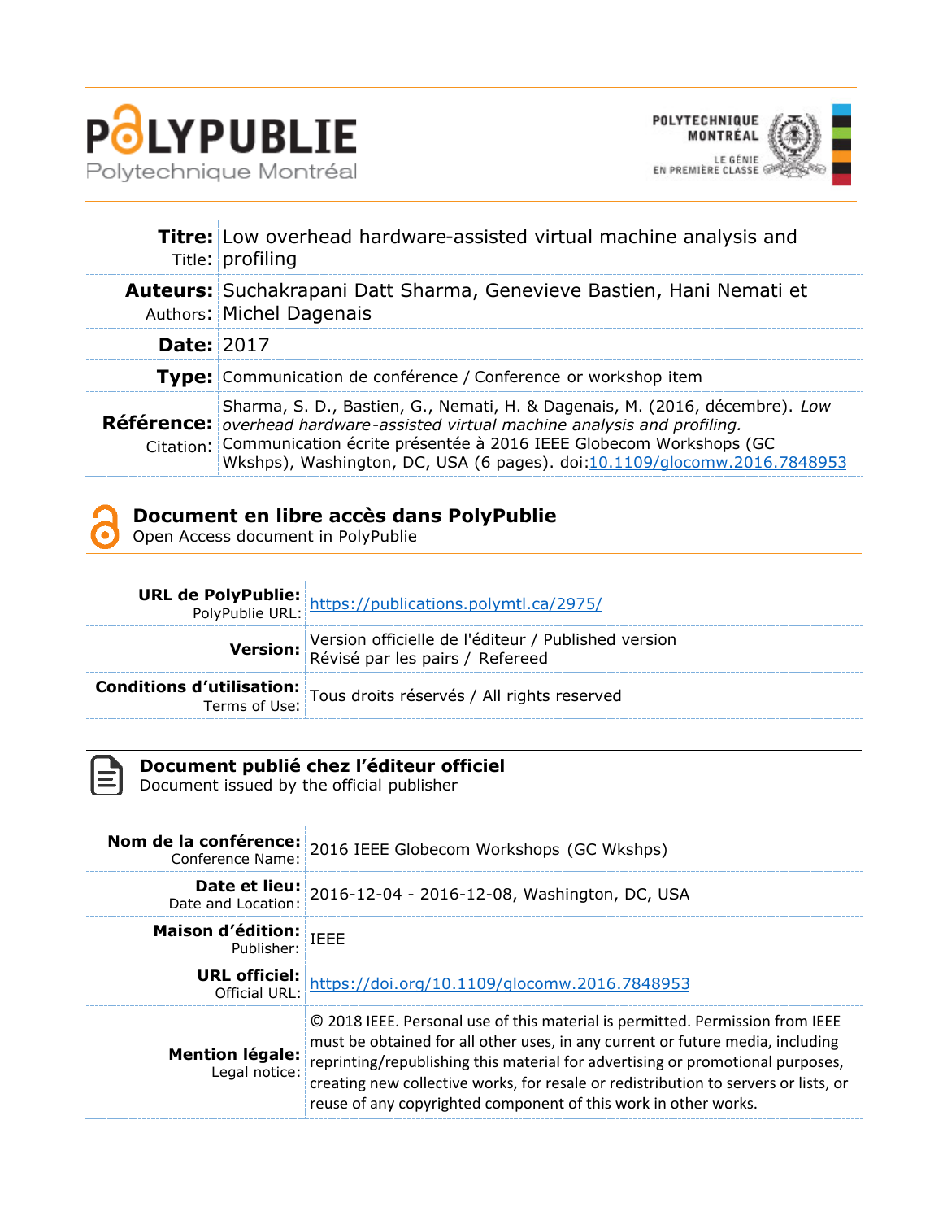**PolyPublie**
Polytechnique Montréal

POLYTECHNIQUE MONTRÉAL
LE GÉNIE EN PREMIÈRE CLASSE

| | |
|---|---|
| **Titre:** Title: | Low overhead hardware-assisted virtual machine analysis and profiling |
| **Auteurs:** Authors: | Suchakrapani Datt Sharma, Genevieve Bastien, Hani Nemati et Michel Dagenais |
| **Date:** | 2017 |
| **Type:** | Communication de conférence / Conference or workshop item |
| **Référence:** Citation: | Sharma, S. D., Bastien, G., Nemati, H. & Dagenais, M. (2016, décembre). *Low overhead hardware-assisted virtual machine analysis and profiling.* Communication écrite présentée à 2016 IEEE Globecom Workshops (GC Wkshps), Washington, DC, USA (6 pages). doi:10.1109/glocomw.2016.7848953 |

## Document en libre accès dans PolyPublie
Open Access document in PolyPublie

| | |
|---|---|
| **URL de PolyPublie:** PolyPublie URL: | https://publications.polymtl.ca/2975/ |
| **Version:** | Version officielle de l'éditeur / Published version Révisé par les pairs / Refereed |
| **Conditions d'utilisation:** Terms of Use: | Tous droits réservés / All rights reserved |

## Document publié chez l'éditeur officiel
Document issued by the official publisher

| | |
|---|---|
| **Nom de la conférence:** Conference Name: | 2016 IEEE Globecom Workshops (GC Wkshps) |
| **Date et lieu:** Date and Location: | 2016-12-04 - 2016-12-08, Washington, DC, USA |
| **Maison d'édition:** Publisher: | IEEE |
| **URL officiel:** Official URL: | https://doi.org/10.1109/glocomw.2016.7848953 |
| **Mention légale:** Legal notice: | © 2018 IEEE. Personal use of this material is permitted. Permission from IEEE must be obtained for all other uses, in any current or future media, including reprinting/republishing this material for advertising or promotional purposes, creating new collective works, for resale or redistribution to servers or lists, or reuse of any copyrighted component of this work in other works. |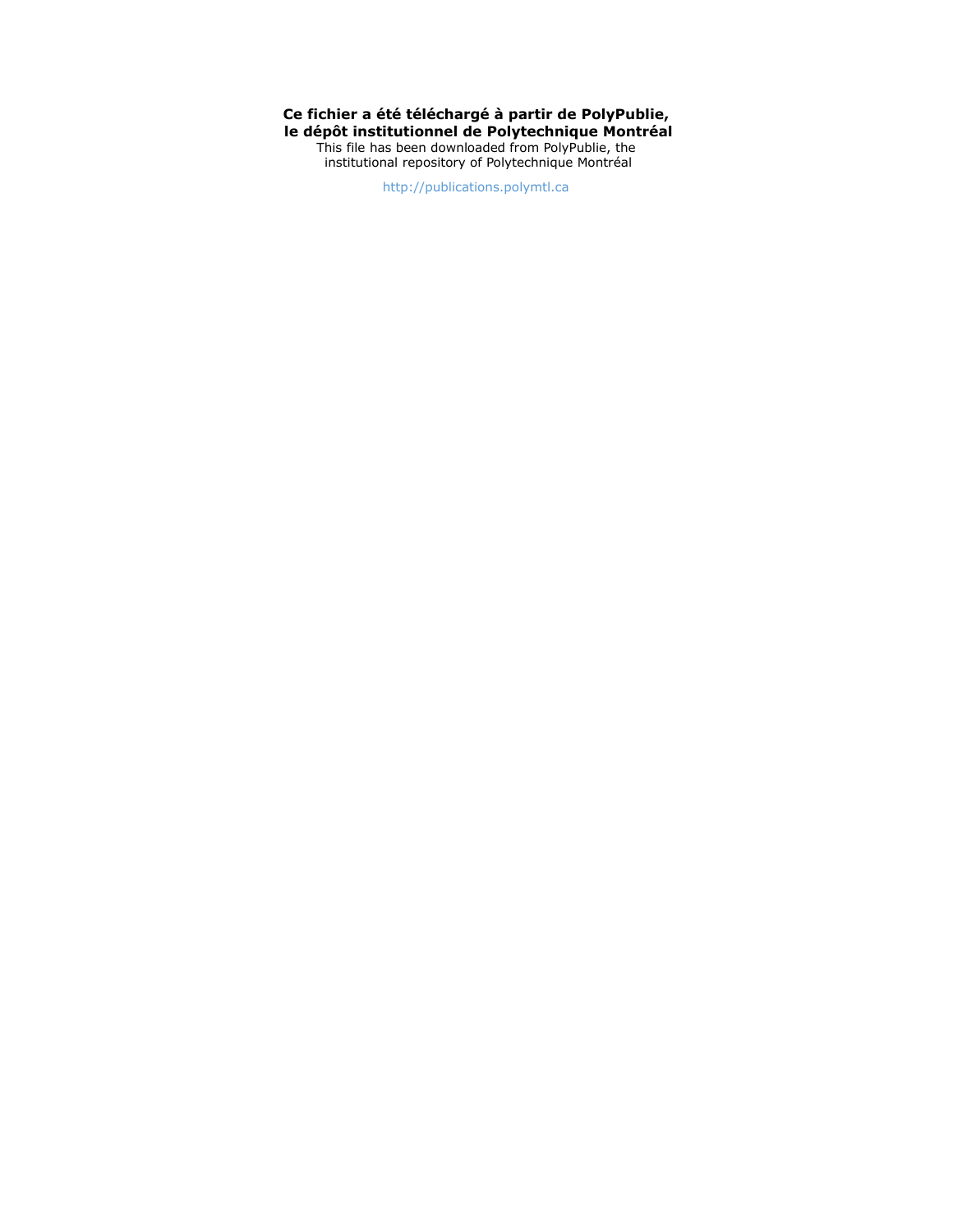**Ce fichier a été téléchargé à partir de PolyPublie, le dépôt institutionnel de Polytechnique Montréal**

This file has been downloaded from PolyPublie, the institutional repository of Polytechnique Montréal

http://publications.polymtl.ca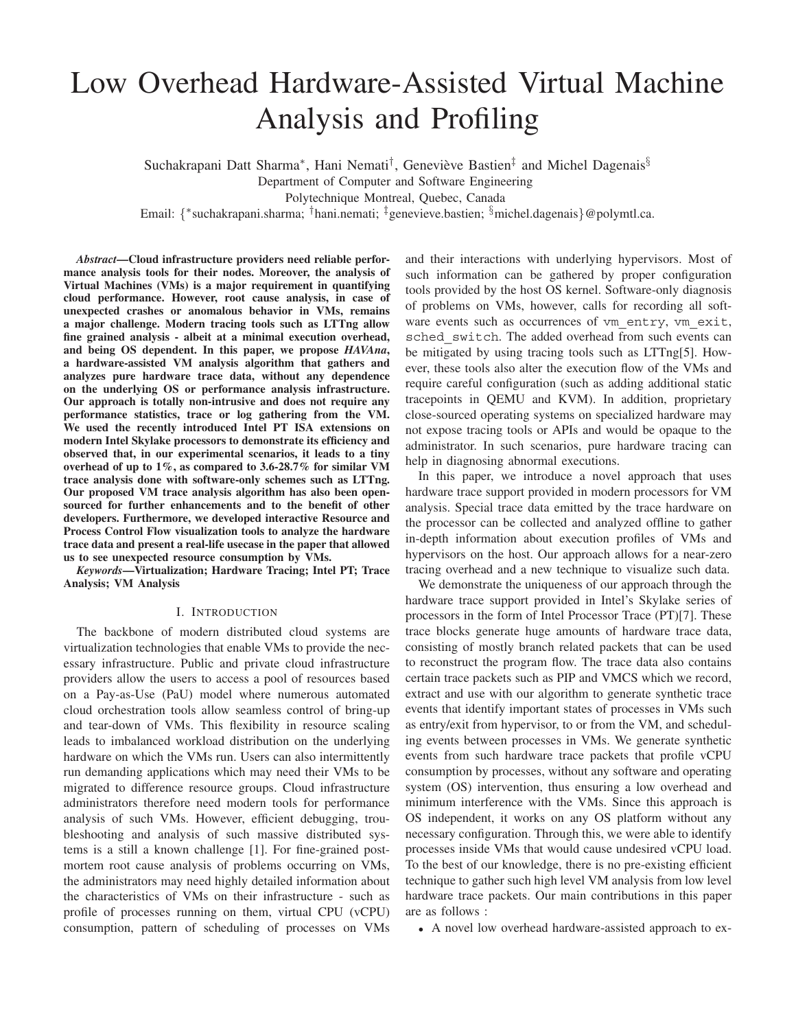# Low Overhead Hardware-Assisted Virtual Machine Analysis and Profiling

Suchakrapani Datt Sharma*, Hani Nemati†, Geneviève Bastien‡ and Michel Dagenais§

Department of Computer and Software Engineering

Polytechnique Montreal, Quebec, Canada

Email: {*suchakrapani.sharma; †hani.nemati; ‡genevieve.bastien; §michel.dagenais}@polymtl.ca.

***Abstract*—Cloud infrastructure providers need reliable performance analysis tools for their nodes. Moreover, the analysis of Virtual Machines (VMs) is a major requirement in quantifying cloud performance. However, root cause analysis, in case of unexpected crashes or anomalous behavior in VMs, remains a major challenge. Modern tracing tools such as LTTng allow fine grained analysis - albeit at a minimal execution overhead, and being OS dependent. In this paper, we propose *HAVAna*, a hardware-assisted VM analysis algorithm that gathers and analyzes pure hardware trace data, without any dependence on the underlying OS or performance analysis infrastructure. Our approach is totally non-intrusive and does not require any performance statistics, trace or log gathering from the VM. We used the recently introduced Intel PT ISA extensions on modern Intel Skylake processors to demonstrate its efficiency and observed that, in our experimental scenarios, it leads to a tiny overhead of up to 1%, as compared to 3.6-28.7% for similar VM trace analysis done with software-only schemes such as LTTng. Our proposed VM trace analysis algorithm has also been open-sourced for further enhancements and to the benefit of other developers. Furthermore, we developed interactive Resource and Process Control Flow visualization tools to analyze the hardware trace data and present a real-life usecase in the paper that allowed us to see unexpected resource consumption by VMs.**

***Keywords*—Virtualization; Hardware Tracing; Intel PT; Trace Analysis; VM Analysis**

## I. Introduction

The backbone of modern distributed cloud systems are virtualization technologies that enable VMs to provide the necessary infrastructure. Public and private cloud infrastructure providers allow the users to access a pool of resources based on a Pay-as-Use (PaU) model where numerous automated cloud orchestration tools allow seamless control of bring-up and tear-down of VMs. This flexibility in resource scaling leads to imbalanced workload distribution on the underlying hardware on which the VMs run. Users can also intermittently run demanding applications which may need their VMs to be migrated to difference resource groups. Cloud infrastructure administrators therefore need modern tools for performance analysis of such VMs. However, efficient debugging, troubleshooting and analysis of such massive distributed systems is a still a known challenge [1]. For fine-grained post-mortem root cause analysis of problems occurring on VMs, the administrators may need highly detailed information about the characteristics of VMs on their infrastructure - such as profile of processes running on them, virtual CPU (vCPU) consumption, pattern of scheduling of processes on VMs and their interactions with underlying hypervisors. Most of such information can be gathered by proper configuration tools provided by the host OS kernel. Software-only diagnosis of problems on VMs, however, calls for recording all software events such as occurrences of `vm_entry`, `vm_exit`, `sched_switch`. The added overhead from such events can be mitigated by using tracing tools such as LTTng[5]. However, these tools also alter the execution flow of the VMs and require careful configuration (such as adding additional static tracepoints in QEMU and KVM). In addition, proprietary close-sourced operating systems on specialized hardware may not expose tracing tools or APIs and would be opaque to the administrator. In such scenarios, pure hardware tracing can help in diagnosing abnormal executions.

In this paper, we introduce a novel approach that uses hardware trace support provided in modern processors for VM analysis. Special trace data emitted by the trace hardware on the processor can be collected and analyzed offline to gather in-depth information about execution profiles of VMs and hypervisors on the host. Our approach allows for a near-zero tracing overhead and a new technique to visualize such data.

We demonstrate the uniqueness of our approach through the hardware trace support provided in Intel's Skylake series of processors in the form of Intel Processor Trace (PT)[7]. These trace blocks generate huge amounts of hardware trace data, consisting of mostly branch related packets that can be used to reconstruct the program flow. The trace data also contains certain trace packets such as PIP and VMCS which we record, extract and use with our algorithm to generate synthetic trace events that identify important states of processes in VMs such as entry/exit from hypervisor, to or from the VM, and scheduling events between processes in VMs. We generate synthetic events from such hardware trace packets that profile vCPU consumption by processes, without any software and operating system (OS) intervention, thus ensuring a low overhead and minimum interference with the VMs. Since this approach is OS independent, it works on any OS platform without any necessary configuration. Through this, we were able to identify processes inside VMs that would cause undesired vCPU load. To the best of our knowledge, there is no pre-existing efficient technique to gather such high level VM analysis from low level hardware trace packets. Our main contributions in this paper are as follows :

- A novel low overhead hardware-assisted approach to ex-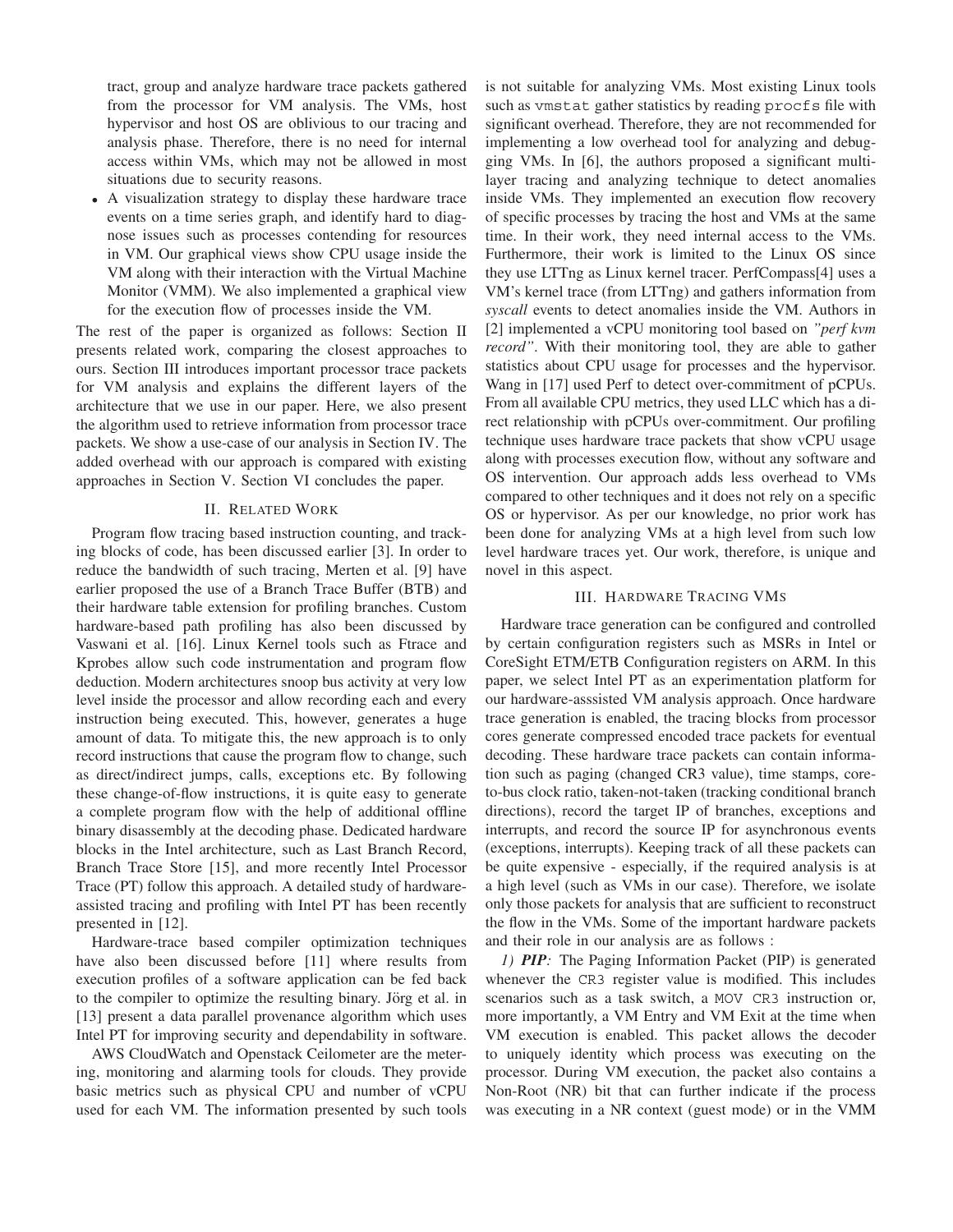tract, group and analyze hardware trace packets gathered from the processor for VM analysis. The VMs, host hypervisor and host OS are oblivious to our tracing and analysis phase. Therefore, there is no need for internal access within VMs, which may not be allowed in most situations due to security reasons.

- A visualization strategy to display these hardware trace events on a time series graph, and identify hard to diagnose issues such as processes contending for resources in VM. Our graphical views show CPU usage inside the VM along with their interaction with the Virtual Machine Monitor (VMM). We also implemented a graphical view for the execution flow of processes inside the VM.

The rest of the paper is organized as follows: Section II presents related work, comparing the closest approaches to ours. Section III introduces important processor trace packets for VM analysis and explains the different layers of the architecture that we use in our paper. Here, we also present the algorithm used to retrieve information from processor trace packets. We show a use-case of our analysis in Section IV. The added overhead with our approach is compared with existing approaches in Section V. Section VI concludes the paper.

## II. Related Work

Program flow tracing based instruction counting, and tracking blocks of code, has been discussed earlier [3]. In order to reduce the bandwidth of such tracing, Merten et al. [9] have earlier proposed the use of a Branch Trace Buffer (BTB) and their hardware table extension for profiling branches. Custom hardware-based path profiling has also been discussed by Vaswani et al. [16]. Linux Kernel tools such as Ftrace and Kprobes allow such code instrumentation and program flow deduction. Modern architectures snoop bus activity at very low level inside the processor and allow recording each and every instruction being executed. This, however, generates a huge amount of data. To mitigate this, the new approach is to only record instructions that cause the program flow to change, such as direct/indirect jumps, calls, exceptions etc. By following these change-of-flow instructions, it is quite easy to generate a complete program flow with the help of additional offline binary disassembly at the decoding phase. Dedicated hardware blocks in the Intel architecture, such as Last Branch Record, Branch Trace Store [15], and more recently Intel Processor Trace (PT) follow this approach. A detailed study of hardware-assisted tracing and profiling with Intel PT has been recently presented in [12].

Hardware-trace based compiler optimization techniques have also been discussed before [11] where results from execution profiles of a software application can be fed back to the compiler to optimize the resulting binary. Jörg et al. in [13] present a data parallel provenance algorithm which uses Intel PT for improving security and dependability in software.

AWS CloudWatch and Openstack Ceilometer are the metering, monitoring and alarming tools for clouds. They provide basic metrics such as physical CPU and number of vCPU used for each VM. The information presented by such tools is not suitable for analyzing VMs. Most existing Linux tools such as `vmstat` gather statistics by reading `procfs` file with significant overhead. Therefore, they are not recommended for implementing a low overhead tool for analyzing and debugging VMs. In [6], the authors proposed a significant multi-layer tracing and analyzing technique to detect anomalies inside VMs. They implemented an execution flow recovery of specific processes by tracing the host and VMs at the same time. In their work, they need internal access to the VMs. Furthermore, their work is limited to the Linux OS since they use LTTng as Linux kernel tracer. PerfCompass[4] uses a VM's kernel trace (from LTTng) and gathers information from *syscall* events to detect anomalies inside the VM. Authors in [2] implemented a vCPU monitoring tool based on *"perf kvm record"*. With their monitoring tool, they are able to gather statistics about CPU usage for processes and the hypervisor. Wang in [17] used Perf to detect over-commitment of pCPUs. From all available CPU metrics, they used LLC which has a direct relationship with pCPUs over-commitment. Our profiling technique uses hardware trace packets that show vCPU usage along with processes execution flow, without any software and OS intervention. Our approach adds less overhead to VMs compared to other techniques and it does not rely on a specific OS or hypervisor. As per our knowledge, no prior work has been done for analyzing VMs at a high level from such low level hardware traces yet. Our work, therefore, is unique and novel in this aspect.

## III. Hardware Tracing VMs

Hardware trace generation can be configured and controlled by certain configuration registers such as MSRs in Intel or CoreSight ETM/ETB Configuration registers on ARM. In this paper, we select Intel PT as an experimentation platform for our hardware-asssisted VM analysis approach. Once hardware trace generation is enabled, the tracing blocks from processor cores generate compressed encoded trace packets for eventual decoding. These hardware trace packets can contain information such as paging (changed CR3 value), time stamps, core-to-bus clock ratio, taken-not-taken (tracking conditional branch directions), record the target IP of branches, exceptions and interrupts, and record the source IP for asynchronous events (exceptions, interrupts). Keeping track of all these packets can be quite expensive - especially, if the required analysis is at a high level (such as VMs in our case). Therefore, we isolate only those packets for analysis that are sufficient to reconstruct the flow in the VMs. Some of the important hardware packets and their role in our analysis are as follows :

*1) **PIP**:* The Paging Information Packet (PIP) is generated whenever the `CR3` register value is modified. This includes scenarios such as a task switch, a `MOV CR3` instruction or, more importantly, a VM Entry and VM Exit at the time when VM execution is enabled. This packet allows the decoder to uniquely identity which process was executing on the processor. During VM execution, the packet also contains a Non-Root (NR) bit that can further indicate if the process was executing in a NR context (guest mode) or in the VMM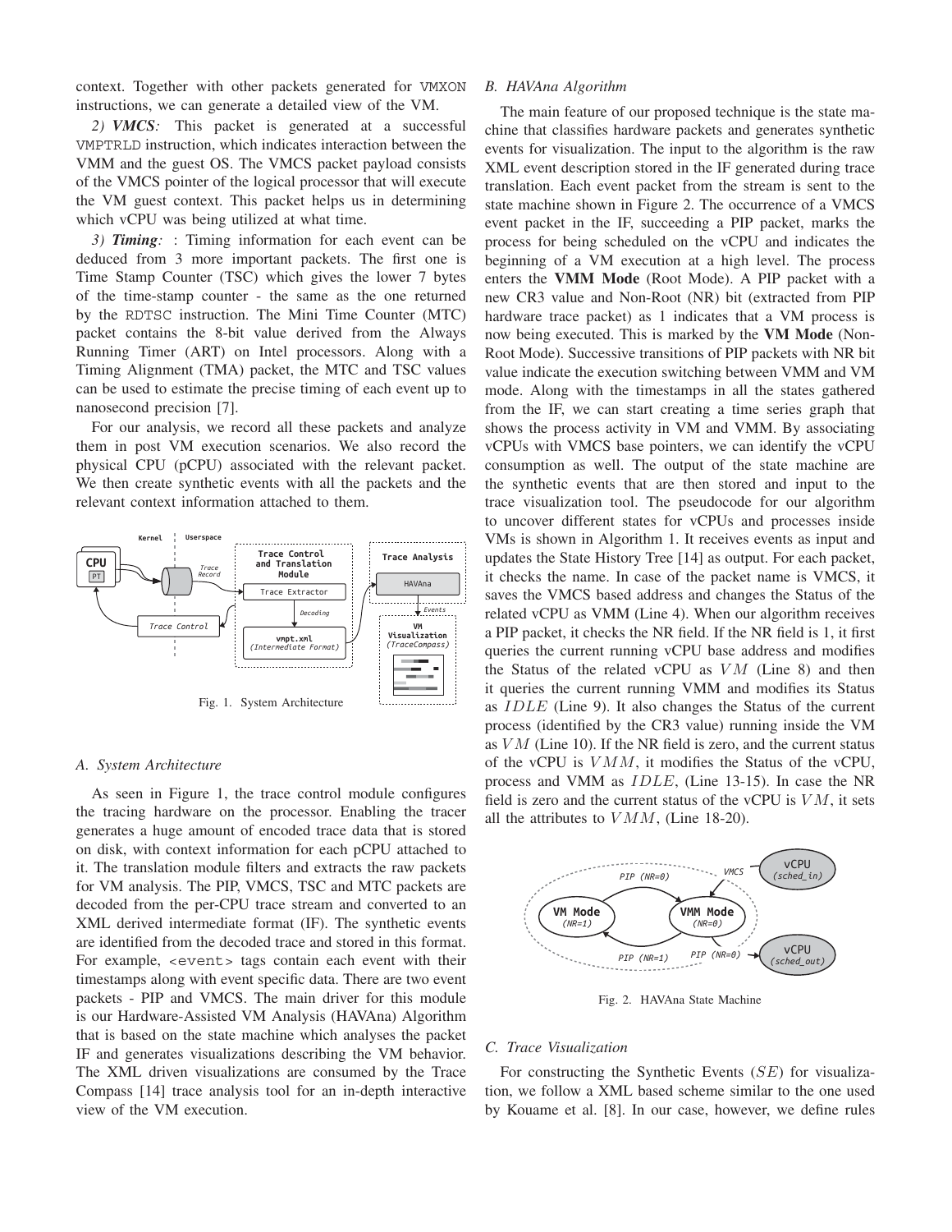context. Together with other packets generated for VMXON instructions, we can generate a detailed view of the VM.

*2) **VMCS**:* This packet is generated at a successful VMPTRLD instruction, which indicates interaction between the VMM and the guest OS. The VMCS packet payload consists of the VMCS pointer of the logical processor that will execute the VM guest context. This packet helps us in determining which vCPU was being utilized at what time.

*3) **Timing**:* : Timing information for each event can be deduced from 3 more important packets. The first one is Time Stamp Counter (TSC) which gives the lower 7 bytes of the time-stamp counter - the same as the one returned by the RDTSC instruction. The Mini Time Counter (MTC) packet contains the 8-bit value derived from the Always Running Timer (ART) on Intel processors. Along with a Timing Alignment (TMA) packet, the MTC and TSC values can be used to estimate the precise timing of each event up to nanosecond precision [7].

For our analysis, we record all these packets and analyze them in post VM execution scenarios. We also record the physical CPU (pCPU) associated with the relevant packet. We then create synthetic events with all the packets and the relevant context information attached to them.

Fig. 1. System Architecture

### *A. System Architecture*

As seen in Figure 1, the trace control module configures the tracing hardware on the processor. Enabling the tracer generates a huge amount of encoded trace data that is stored on disk, with context information for each pCPU attached to it. The translation module filters and extracts the raw packets for VM analysis. The PIP, VMCS, TSC and MTC packets are decoded from the per-CPU trace stream and converted to an XML derived intermediate format (IF). The synthetic events are identified from the decoded trace and stored in this format. For example, <event> tags contain each event with their timestamps along with event specific data. There are two event packets - PIP and VMCS. The main driver for this module is our Hardware-Assisted VM Analysis (HAVAna) Algorithm that is based on the state machine which analyses the packet IF and generates visualizations describing the VM behavior. The XML driven visualizations are consumed by the Trace Compass [14] trace analysis tool for an in-depth interactive view of the VM execution.

### *B. HAVAna Algorithm*

The main feature of our proposed technique is the state machine that classifies hardware packets and generates synthetic events for visualization. The input to the algorithm is the raw XML event description stored in the IF generated during trace translation. Each event packet from the stream is sent to the state machine shown in Figure 2. The occurrence of a VMCS event packet in the IF, succeeding a PIP packet, marks the process for being scheduled on the vCPU and indicates the beginning of a VM execution at a high level. The process enters the **VMM Mode** (Root Mode). A PIP packet with a new CR3 value and Non-Root (NR) bit (extracted from PIP hardware trace packet) as 1 indicates that a VM process is now being executed. This is marked by the **VM Mode** (Non-Root Mode). Successive transitions of PIP packets with NR bit value indicate the execution switching between VMM and VM mode. Along with the timestamps in all the states gathered from the IF, we can start creating a time series graph that shows the process activity in VM and VMM. By associating vCPUs with VMCS base pointers, we can identify the vCPU consumption as well. The output of the state machine are the synthetic events that are then stored and input to the trace visualization tool. The pseudocode for our algorithm to uncover different states for vCPUs and processes inside VMs is shown in Algorithm 1. It receives events as input and updates the State History Tree [14] as output. For each packet, it checks the name. In case of the packet name is VMCS, it saves the VMCS based address and changes the Status of the related vCPU as VMM (Line 4). When our algorithm receives a PIP packet, it checks the NR field. If the NR field is 1, it first queries the current running vCPU base address and modifies the Status of the related vCPU as $VM$ (Line 8) and then it queries the current running VMM and modifies its Status as $IDLE$ (Line 9). It also changes the Status of the current process (identified by the CR3 value) running inside the VM as $VM$ (Line 10). If the NR field is zero, and the current status of the vCPU is $VMM$, it modifies the Status of the vCPU, process and VMM as $IDLE$, (Line 13-15). In case the NR field is zero and the current status of the vCPU is $VM$, it sets all the attributes to $VMM$, (Line 18-20).

Fig. 2. HAVAna State Machine

### *C. Trace Visualization*

For constructing the Synthetic Events ($SE$) for visualization, we follow a XML based scheme similar to the one used by Kouame et al. [8]. In our case, however, we define rules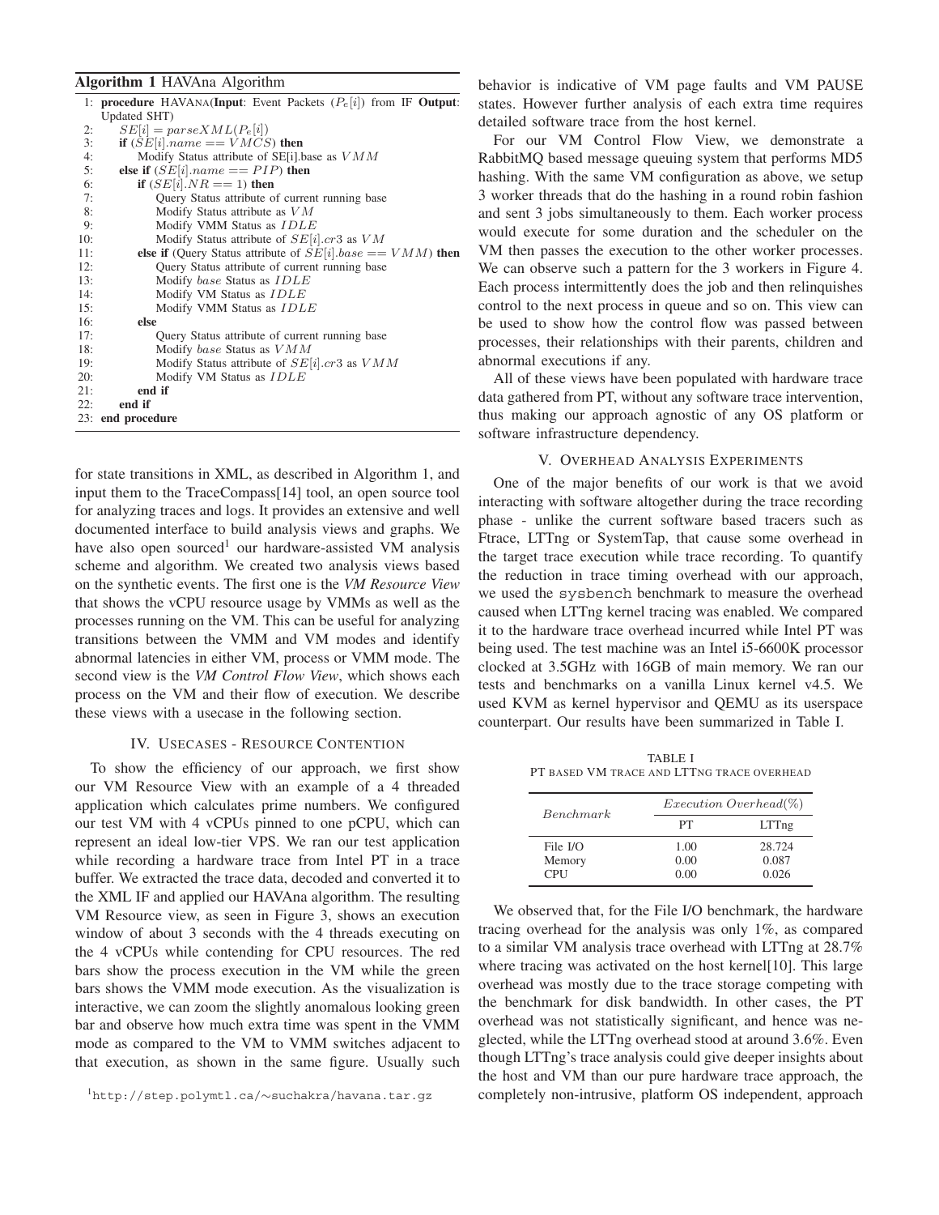**Algorithm 1** HAVAna Algorithm

```
1: procedure HAVANA(Input: Event Packets (Pe[i]) from IF Output:
   Updated SHT)
2:     SE[i] = parseXML(Pe[i])
3:     if (SE[i].name == VMCS) then
4:         Modify Status attribute of SE[i].base as VMM
5:     else if (SE[i].name == PIP) then
6:         if (SE[i].NR == 1) then
7:             Query Status attribute of current running base
8:             Modify Status attribute as VM
9:             Modify VMM Status as IDLE
10:            Modify Status attribute of SE[i].cr3 as VM
11:        else if (Query Status attribute of SE[i].base == VMM) then
12:            Query Status attribute of current running base
13:            Modify base Status as IDLE
14:            Modify VM Status as IDLE
15:            Modify VMM Status as IDLE
16:        else
17:            Query Status attribute of current running base
18:            Modify base Status as VMM
19:            Modify Status attribute of SE[i].cr3 as VMM
20:            Modify VM Status as IDLE
21:        end if
22:    end if
23: end procedure
```

for state transitions in XML, as described in Algorithm 1, and input them to the TraceCompass[14] tool, an open source tool for analyzing traces and logs. It provides an extensive and well documented interface to build analysis views and graphs. We have also open sourced[1] our hardware-assisted VM analysis scheme and algorithm. We created two analysis views based on the synthetic events. The first one is the *VM Resource View* that shows the vCPU resource usage by VMMs as well as the processes running on the VM. This can be useful for analyzing transitions between the VMM and VM modes and identify abnormal latencies in either VM, process or VMM mode. The second view is the *VM Control Flow View*, which shows each process on the VM and their flow of execution. We describe these views with a usecase in the following section.

## IV. Usecases - Resource Contention

To show the efficiency of our approach, we first show our VM Resource View with an example of a 4 threaded application which calculates prime numbers. We configured our test VM with 4 vCPUs pinned to one pCPU, which can represent an ideal low-tier VPS. We ran our test application while recording a hardware trace from Intel PT in a trace buffer. We extracted the trace data, decoded and converted it to the XML IF and applied our HAVAna algorithm. The resulting VM Resource view, as seen in Figure 3, shows an execution window of about 3 seconds with the 4 threads executing on the 4 vCPUs while contending for CPU resources. The red bars show the process execution in the VM while the green bars shows the VMM mode execution. As the visualization is interactive, we can zoom the slightly anomalous looking green bar and observe how much extra time was spent in the VMM mode as compared to the VM to VMM switches adjacent to that execution, as shown in the same figure. Usually such behavior is indicative of VM page faults and VM PAUSE states. However further analysis of each extra time requires detailed software trace from the host kernel.

For our VM Control Flow View, we demonstrate a RabbitMQ based message queuing system that performs MD5 hashing. With the same VM configuration as above, we setup 3 worker threads that do the hashing in a round robin fashion and sent 3 jobs simultaneously to them. Each worker process would execute for some duration and the scheduler on the VM then passes the execution to the other worker processes. We can observe such a pattern for the 3 workers in Figure 4. Each process intermittently does the job and then relinquishes control to the next process in queue and so on. This view can be used to show how the control flow was passed between processes, their relationships with their parents, children and abnormal executions if any.

All of these views have been populated with hardware trace data gathered from PT, without any software trace intervention, thus making our approach agnostic of any OS platform or software infrastructure dependency.

## V. Overhead Analysis Experiments

One of the major benefits of our work is that we avoid interacting with software altogether during the trace recording phase - unlike the current software based tracers such as Ftrace, LTTng or SystemTap, that cause some overhead in the target trace execution while trace recording. To quantify the reduction in trace timing overhead with our approach, we used the `sysbench` benchmark to measure the overhead caused when LTTng kernel tracing was enabled. We compared it to the hardware trace overhead incurred while Intel PT was being used. The test machine was an Intel i5-6600K processor clocked at 3.5GHz with 16GB of main memory. We ran our tests and benchmarks on a vanilla Linux kernel v4.5. We used KVM as kernel hypervisor and QEMU as its userspace counterpart. Our results have been summarized in Table I.

TABLE I
PT based VM trace and LTTng trace overhead

| *Benchmark* | *Execution Overhead(%)* | |
|---|---|---|
| | PT | LTTng |
| File I/O | 1.00 | 28.724 |
| Memory | 0.00 | 0.087 |
| CPU | 0.00 | 0.026 |

We observed that, for the File I/O benchmark, the hardware tracing overhead for the analysis was only 1%, as compared to a similar VM analysis trace overhead with LTTng at 28.7% where tracing was activated on the host kernel[10]. This large overhead was mostly due to the trace storage competing with the benchmark for disk bandwidth. In other cases, the PT overhead was not statistically significant, and hence was neglected, while the LTTng overhead stood at around 3.6%. Even though LTTng's trace analysis could give deeper insights about the host and VM than our pure hardware trace approach, the completely non-intrusive, platform OS independent, approach

[1] http://step.polymtl.ca/∼suchakra/havana.tar.gz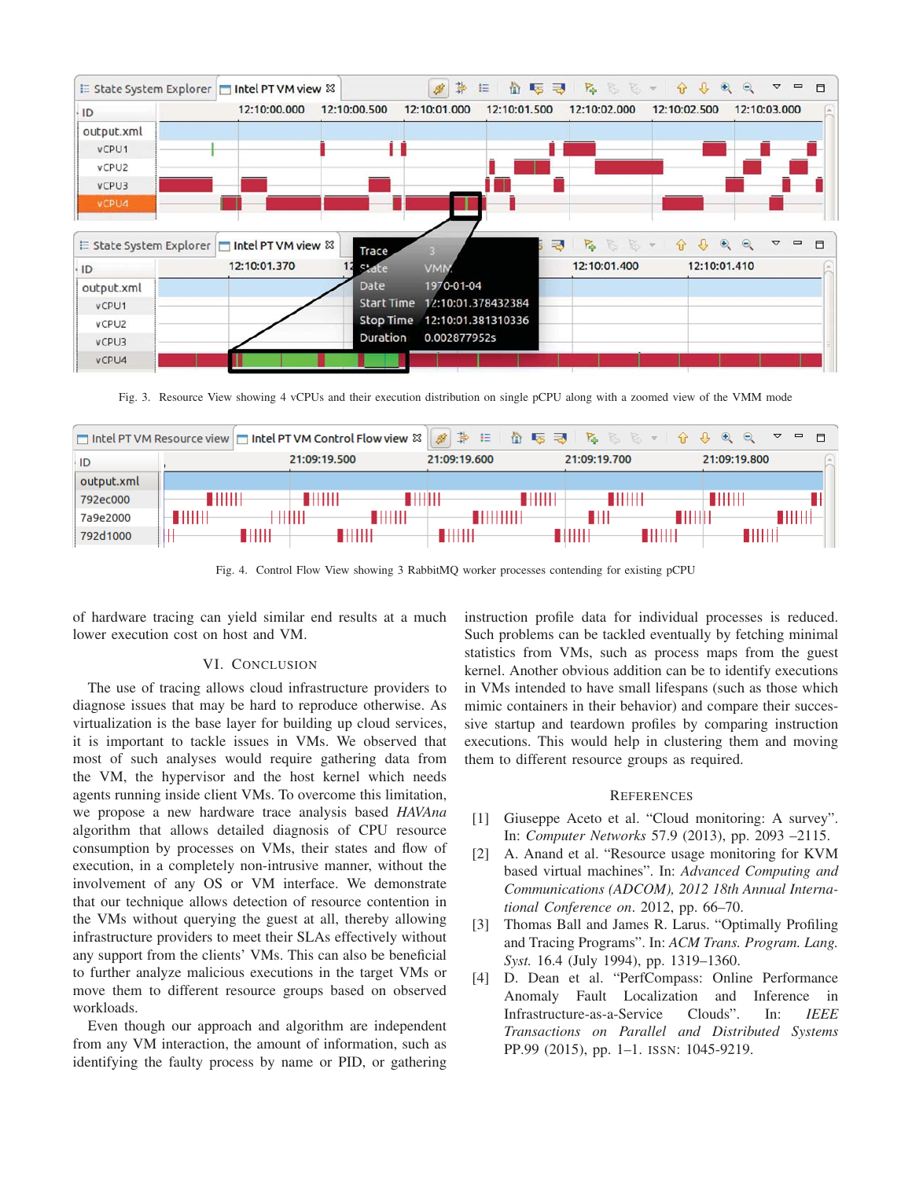State System Explorer | Intel PT VM view

ID | 12:10:00.000 | 12:10:00.500 | 12:10:01.000 | 12:10:01.500 | 12:10:02.000 | 12:10:02.500 | 12:10:03.000

output.xml

vCPU1

vCPU2

vCPU3

vCPU4

State System Explorer | Intel PT VM view

ID | 12:10:01.370 | 12:10:01.400 | 12:10:01.410

output.xml

vCPU1

vCPU2

vCPU3

vCPU4

Trace 3

State VMM

Date 1970-01-04

Start Time 12:10:01.378432384

Stop Time 12:10:01.381310336

Duration 0.002877952s

Fig. 3. Resource View showing 4 vCPUs and their execution distribution on single pCPU along with a zoomed view of the VMM mode

Intel PT VM Resource view | Intel PT VM Control Flow view

ID | 21:09:19.500 | 21:09:19.600 | 21:09:19.700 | 21:09:19.800

output.xml

792ec000

7a9e2000

792d1000

Fig. 4. Control Flow View showing 3 RabbitMQ worker processes contending for existing pCPU

of hardware tracing can yield similar end results at a much lower execution cost on host and VM.

## VI. Conclusion

The use of tracing allows cloud infrastructure providers to diagnose issues that may be hard to reproduce otherwise. As virtualization is the base layer for building up cloud services, it is important to tackle issues in VMs. We observed that most of such analyses would require gathering data from the VM, the hypervisor and the host kernel which needs agents running inside client VMs. To overcome this limitation, we propose a new hardware trace analysis based *HAVAna* algorithm that allows detailed diagnosis of CPU resource consumption by processes on VMs, their states and flow of execution, in a completely non-intrusive manner, without the involvement of any OS or VM interface. We demonstrate that our technique allows detection of resource contention in the VMs without querying the guest at all, thereby allowing infrastructure providers to meet their SLAs effectively without any support from the clients' VMs. This can also be beneficial to further analyze malicious executions in the target VMs or move them to different resource groups based on observed workloads.

Even though our approach and algorithm are independent from any VM interaction, the amount of information, such as identifying the faulty process by name or PID, or gathering instruction profile data for individual processes is reduced. Such problems can be tackled eventually by fetching minimal statistics from VMs, such as process maps from the guest kernel. Another obvious addition can be to identify executions in VMs intended to have small lifespans (such as those which mimic containers in their behavior) and compare their successive startup and teardown profiles by comparing instruction executions. This would help in clustering them and moving them to different resource groups as required.

## References

[1] Giuseppe Aceto et al. "Cloud monitoring: A survey". In: *Computer Networks* 57.9 (2013), pp. 2093 –2115.

[2] A. Anand et al. "Resource usage monitoring for KVM based virtual machines". In: *Advanced Computing and Communications (ADCOM), 2012 18th Annual International Conference on*. 2012, pp. 66–70.

[3] Thomas Ball and James R. Larus. "Optimally Profiling and Tracing Programs". In: *ACM Trans. Program. Lang. Syst.* 16.4 (July 1994), pp. 1319–1360.

[4] D. Dean et al. "PerfCompass: Online Performance Anomaly Fault Localization and Inference in Infrastructure-as-a-Service Clouds". In: *IEEE Transactions on Parallel and Distributed Systems* PP.99 (2015), pp. 1–1. ISSN: 1045-9219.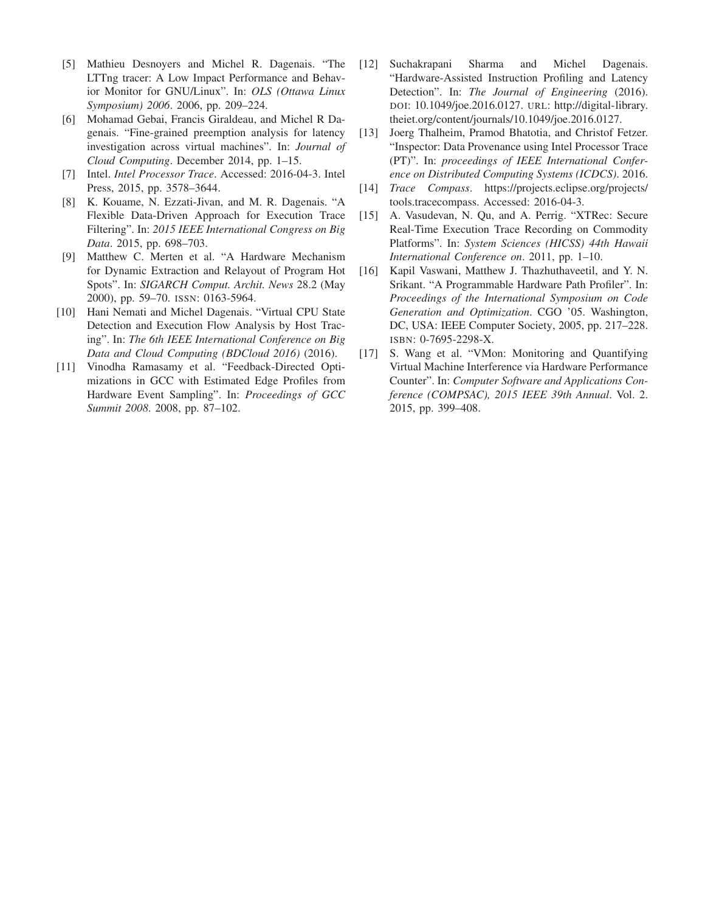[5] Mathieu Desnoyers and Michel R. Dagenais. “The LTTng tracer: A Low Impact Performance and Behavior Monitor for GNU/Linux”. In: *OLS (Ottawa Linux Symposium) 2006*. 2006, pp. 209–224.

[6] Mohamad Gebai, Francis Giraldeau, and Michel R Dagenais. “Fine-grained preemption analysis for latency investigation across virtual machines”. In: *Journal of Cloud Computing*. December 2014, pp. 1–15.

[7] Intel. *Intel Processor Trace*. Accessed: 2016-04-3. Intel Press, 2015, pp. 3578–3644.

[8] K. Kouame, N. Ezzati-Jivan, and M. R. Dagenais. “A Flexible Data-Driven Approach for Execution Trace Filtering”. In: *2015 IEEE International Congress on Big Data*. 2015, pp. 698–703.

[9] Matthew C. Merten et al. “A Hardware Mechanism for Dynamic Extraction and Relayout of Program Hot Spots”. In: *SIGARCH Comput. Archit. News* 28.2 (May 2000), pp. 59–70. ISSN: 0163-5964.

[10] Hani Nemati and Michel Dagenais. “Virtual CPU State Detection and Execution Flow Analysis by Host Tracing”. In: *The 6th IEEE International Conference on Big Data and Cloud Computing (BDCloud 2016)* (2016).

[11] Vinodha Ramasamy et al. “Feedback-Directed Optimizations in GCC with Estimated Edge Profiles from Hardware Event Sampling”. In: *Proceedings of GCC Summit 2008*. 2008, pp. 87–102.

[12] Suchakrapani Sharma and Michel Dagenais. “Hardware-Assisted Instruction Profiling and Latency Detection”. In: *The Journal of Engineering* (2016). DOI: 10.1049/joe.2016.0127. URL: http://digital-library.theiet.org/content/journals/10.1049/joe.2016.0127.

[13] Joerg Thalheim, Pramod Bhatotia, and Christof Fetzer. “Inspector: Data Provenance using Intel Processor Trace (PT)”. In: *proceedings of IEEE International Conference on Distributed Computing Systems (ICDCS)*. 2016.

[14] *Trace Compass*. https://projects.eclipse.org/projects/tools.tracecompass. Accessed: 2016-04-3.

[15] A. Vasudevan, N. Qu, and A. Perrig. “XTRec: Secure Real-Time Execution Trace Recording on Commodity Platforms”. In: *System Sciences (HICSS) 44th Hawaii International Conference on*. 2011, pp. 1–10.

[16] Kapil Vaswani, Matthew J. Thazhuthaveetil, and Y. N. Srikant. “A Programmable Hardware Path Profiler”. In: *Proceedings of the International Symposium on Code Generation and Optimization*. CGO ’05. Washington, DC, USA: IEEE Computer Society, 2005, pp. 217–228. ISBN: 0-7695-2298-X.

[17] S. Wang et al. “VMon: Monitoring and Quantifying Virtual Machine Interference via Hardware Performance Counter”. In: *Computer Software and Applications Conference (COMPSAC), 2015 IEEE 39th Annual*. Vol. 2. 2015, pp. 399–408.